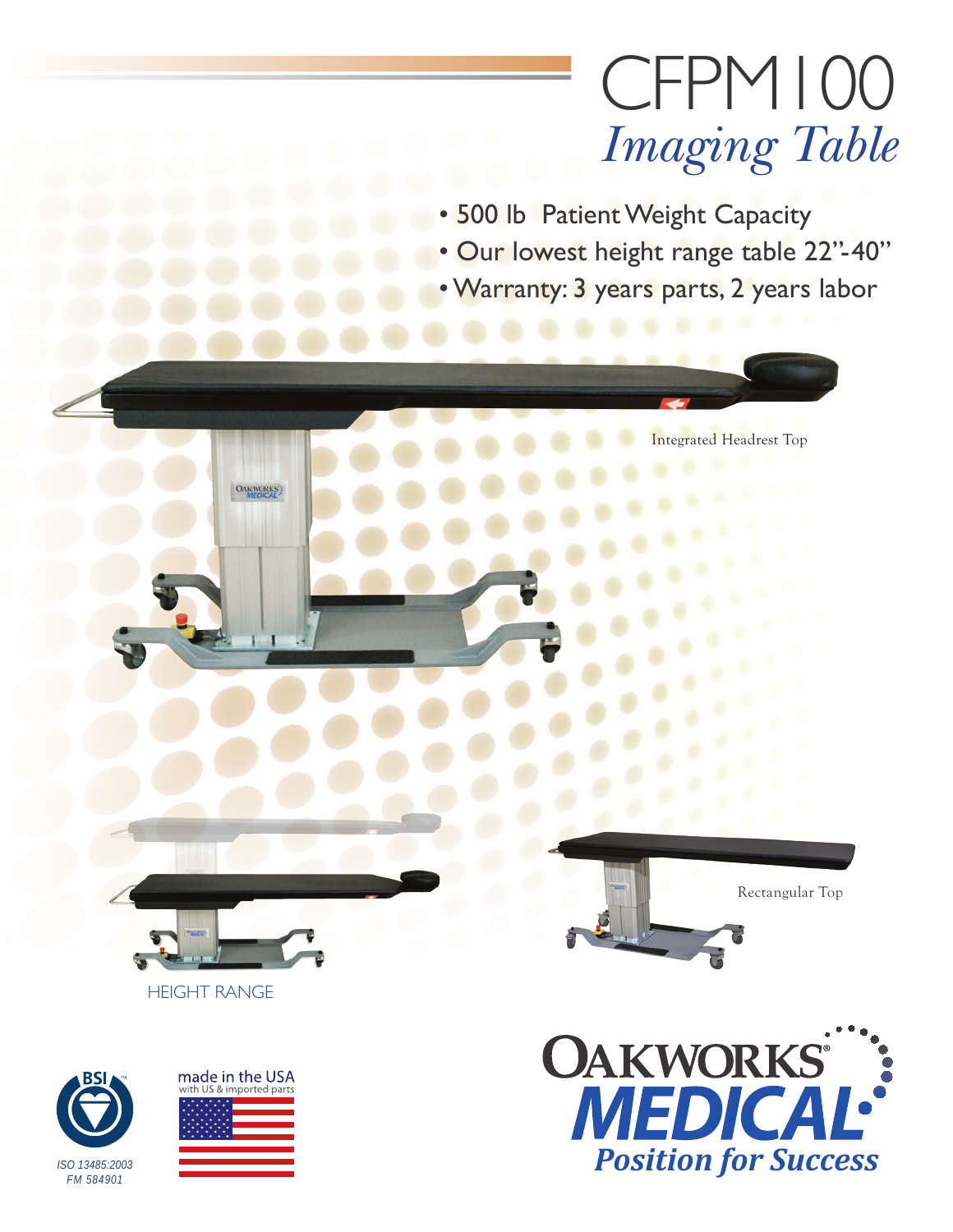# CFPM100

## *Imaging Table*

- 500 lb Patient Weight Capacity
- Our lowest height range table 22"-40"
- Warranty: 3 years parts, 2 years labor

Integrated Headrest Top

HEIGHT RANGE

Rectangular Top

ISO 13485:2003
FM 584901

made in the USA
with US & imported parts

OAKWORKS® MEDICAL
*Position for Success*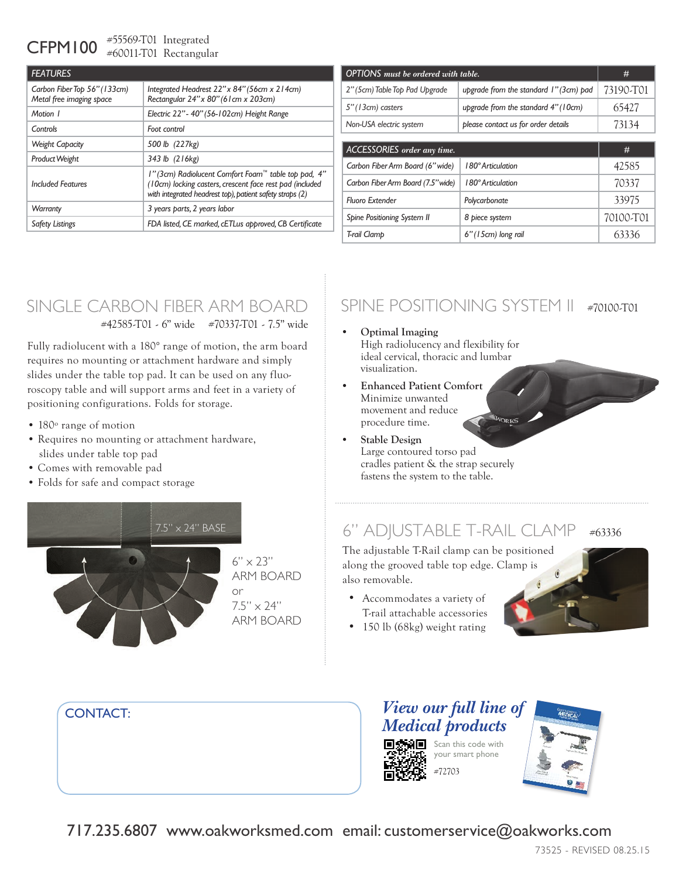# CFPM100

#55569-T01 Integrated
#60011-T01 Rectangular

| FEATURES | |
|---|---|
| Carbon Fiber Top 56" (133cm) Metal free imaging space | Integrated Headrest 22" x 84" (56cm x 214cm) Rectangular 24" x 80" (61cm x 203cm) |
| Motion 1 | Electric 22" - 40" (56-102cm) Height Range |
| Controls | Foot control |
| Weight Capacity | 500 lb (227kg) |
| Product Weight | 343 lb (216kg) |
| Included Features | 1" (3cm) Radiolucent Comfort Foam™ table top pad, 4" (10cm) locking casters, crescent face rest pad (included with integrated headrest top), patient safety straps (2) |
| Warranty | 3 years parts, 2 years labor |
| Safety Listings | FDA listed, CE marked, cETLus approved, CB Certificate |

| OPTIONS *must be ordered with table.* | | # |
|---|---|---|
| 2" (5cm) Table Top Pad Upgrade | upgrade from the standard 1" (3cm) pad | 73190-T01 |
| 5" (13cm) casters | upgrade from the standard 4" (10cm) | 65427 |
| Non-USA electric system | please contact us for order details | 73134 |

| ACCESSORIES *order any time.* | | # |
|---|---|---|
| Carbon Fiber Arm Board (6" wide) | 180° Articulation | 42585 |
| Carbon Fiber Arm Board (7.5" wide) | 180° Articulation | 70337 |
| Fluoro Extender | Polycarbonate | 33975 |
| Spine Positioning System II | 8 piece system | 70100-T01 |
| T-rail Clamp | 6" (15cm) long rail | 63336 |

## SINGLE CARBON FIBER ARM BOARD

#42585-T01 - 6" wide #70337-T01 - 7.5" wide

Fully radiolucent with a 180° range of motion, the arm board requires no mounting or attachment hardware and simply slides under the table top pad. It can be used on any fluoroscopy table and will support arms and feet in a variety of positioning configurations. Folds for storage.

- 180° range of motion
- Requires no mounting or attachment hardware, slides under table top pad
- Comes with removable pad
- Folds for safe and compact storage

7.5" x 24" BASE

6" x 23" ARM BOARD or 7.5" x 24" ARM BOARD

## SPINE POSITIONING SYSTEM II #70100-T01

- **Optimal Imaging**
  High radiolucency and flexibility for ideal cervical, thoracic and lumbar visualization.
- **Enhanced Patient Comfort**
  Minimize unwanted movement and reduce procedure time.
- **Stable Design**
  Large contoured torso pad cradles patient & the strap securely fastens the system to the table.

## 6" ADJUSTABLE T-RAIL CLAMP #63336

The adjustable T-Rail clamp can be positioned along the grooved table top edge. Clamp is also removable.

- Accommodates a variety of T-rail attachable accessories
- 150 lb (68kg) weight rating

CONTACT:

*View our full line of Medical products*

Scan this code with your smart phone

#72703

717.235.6807 www.oakworksmed.com email: customerservice@oakworks.com

73525 - REVISED 08.25.15